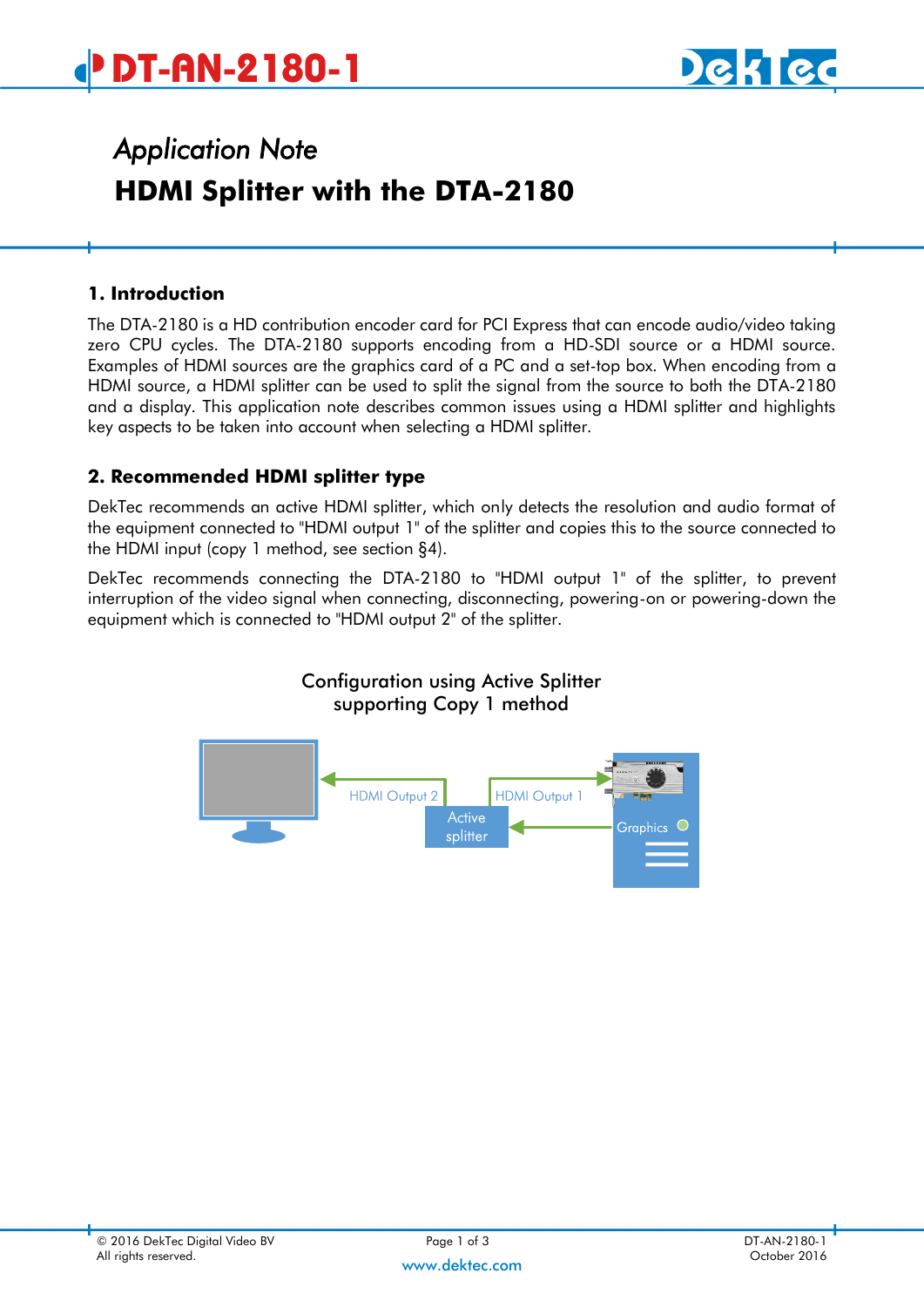# DT-AN-2180-1

*Application Note*

## HDMI Splitter with the DTA-2180

### 1. Introduction

The DTA-2180 is a HD contribution encoder card for PCI Express that can encode audio/video taking zero CPU cycles. The DTA-2180 supports encoding from a HD-SDI source or a HDMI source. Examples of HDMI sources are the graphics card of a PC and a set-top box. When encoding from a HDMI source, a HDMI splitter can be used to split the signal from the source to both the DTA-2180 and a display. This application note describes common issues using a HDMI splitter and highlights key aspects to be taken into account when selecting a HDMI splitter.

### 2. Recommended HDMI splitter type

DekTec recommends an active HDMI splitter, which only detects the resolution and audio format of the equipment connected to "HDMI output 1" of the splitter and copies this to the source connected to the HDMI input (copy 1 method, see section §4).

DekTec recommends connecting the DTA-2180 to "HDMI output 1" of the splitter, to prevent interruption of the video signal when connecting, disconnecting, powering-on or powering-down the equipment which is connected to "HDMI output 2" of the splitter.

Configuration using Active Splitter supporting Copy 1 method

HDMI Output 2

HDMI Output 1

Active splitter

Graphics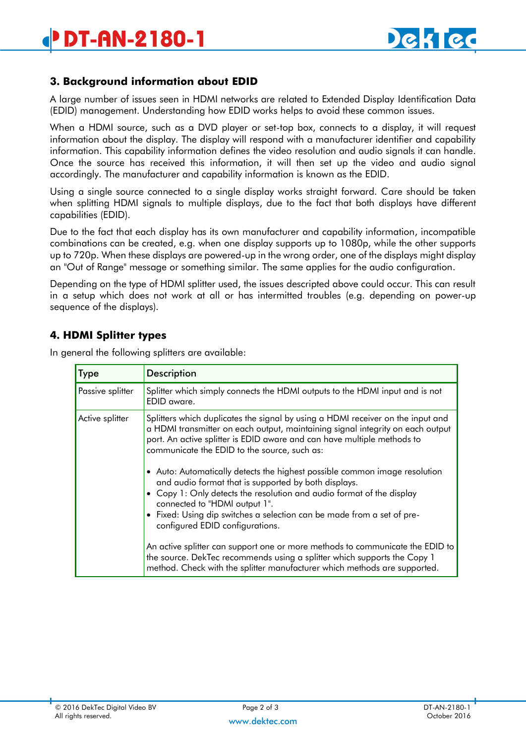## 3. Background information about EDID

A large number of issues seen in HDMI networks are related to Extended Display Identification Data (EDID) management. Understanding how EDID works helps to avoid these common issues.

When a HDMI source, such as a DVD player or set-top box, connects to a display, it will request information about the display. The display will respond with a manufacturer identifier and capability information. This capability information defines the video resolution and audio signals it can handle. Once the source has received this information, it will then set up the video and audio signal accordingly. The manufacturer and capability information is known as the EDID.

Using a single source connected to a single display works straight forward. Care should be taken when splitting HDMI signals to multiple displays, due to the fact that both displays have different capabilities (EDID).

Due to the fact that each display has its own manufacturer and capability information, incompatible combinations can be created, e.g. when one display supports up to 1080p, while the other supports up to 720p. When these displays are powered-up in the wrong order, one of the displays might display an "Out of Range" message or something similar. The same applies for the audio configuration.

Depending on the type of HDMI splitter used, the issues descripted above could occur. This can result in a setup which does not work at all or has intermitted troubles (e.g. depending on power-up sequence of the displays).

## 4. HDMI Splitter types

In general the following splitters are available:

| Type | Description |
|---|---|
| Passive splitter | Splitter which simply connects the HDMI outputs to the HDMI input and is not EDID aware. |
| Active splitter | Splitters which duplicates the signal by using a HDMI receiver on the input and a HDMI transmitter on each output, maintaining signal integrity on each output port. An active splitter is EDID aware and can have multiple methods to communicate the EDID to the source, such as:<br><br>• Auto: Automatically detects the highest possible common image resolution and audio format that is supported by both displays.<br>• Copy 1: Only detects the resolution and audio format of the display connected to "HDMI output 1".<br>• Fixed: Using dip switches a selection can be made from a set of pre-configured EDID configurations.<br><br>An active splitter can support one or more methods to communicate the EDID to the source. DekTec recommends using a splitter which supports the Copy 1 method. Check with the splitter manufacturer which methods are supported. |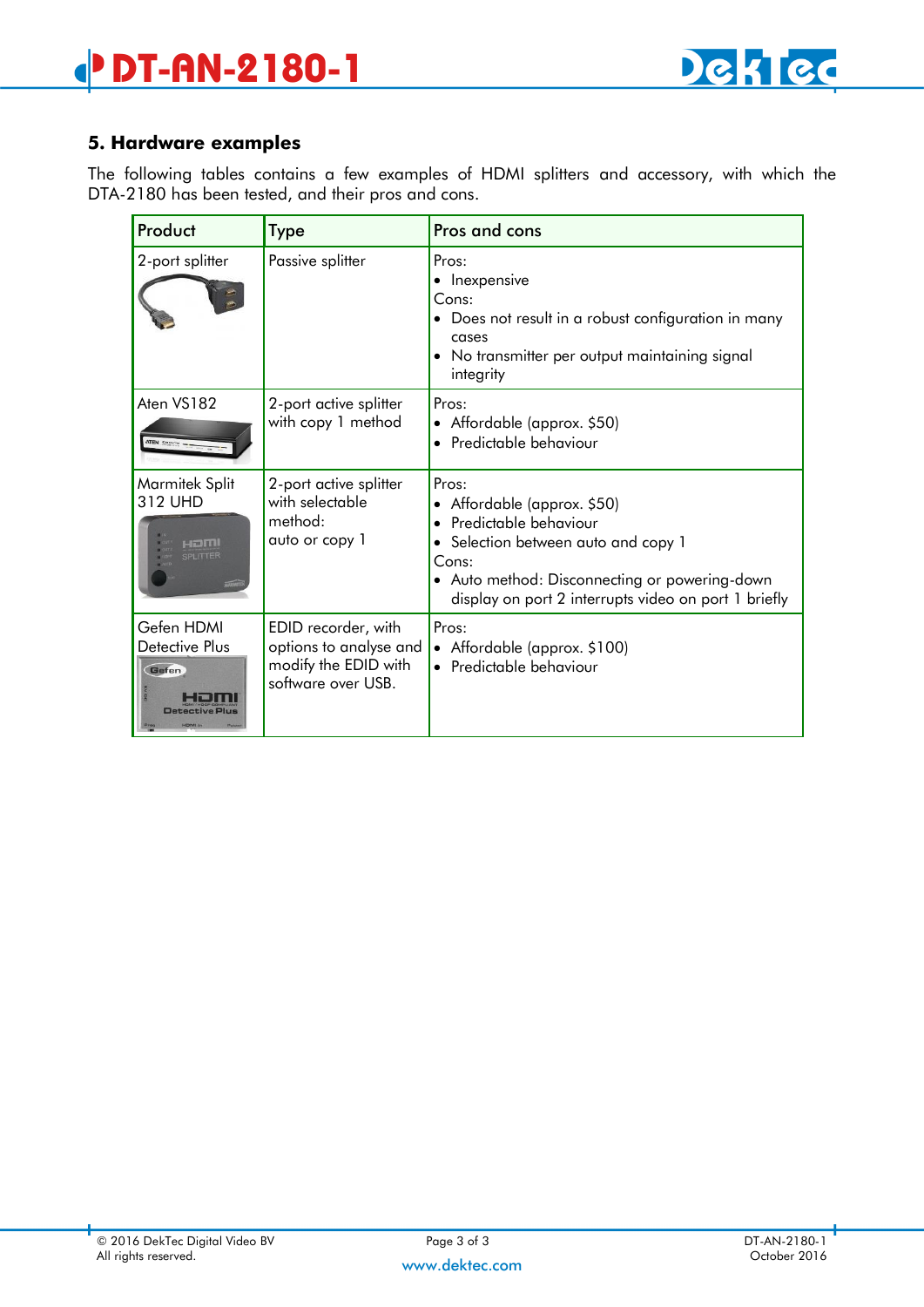## 5. Hardware examples

The following tables contains a few examples of HDMI splitters and accessory, with which the DTA-2180 has been tested, and their pros and cons.

| Product | Type | Pros and cons |
| --- | --- | --- |
| 2-port splitter | Passive splitter | Pros:<br>• Inexpensive<br>Cons:<br>• Does not result in a robust configuration in many cases<br>• No transmitter per output maintaining signal integrity |
| Aten VS182 | 2-port active splitter with copy 1 method | Pros:<br>• Affordable (approx. $50)<br>• Predictable behaviour |
| Marmitek Split 312 UHD | 2-port active splitter with selectable method:<br>auto or copy 1 | Pros:<br>• Affordable (approx. $50)<br>• Predictable behaviour<br>• Selection between auto and copy 1<br>Cons:<br>• Auto method: Disconnecting or powering-down display on port 2 interrupts video on port 1 briefly |
| Gefen HDMI Detective Plus | EDID recorder, with options to analyse and modify the EDID with software over USB. | Pros:<br>• Affordable (approx. $100)<br>• Predictable behaviour |